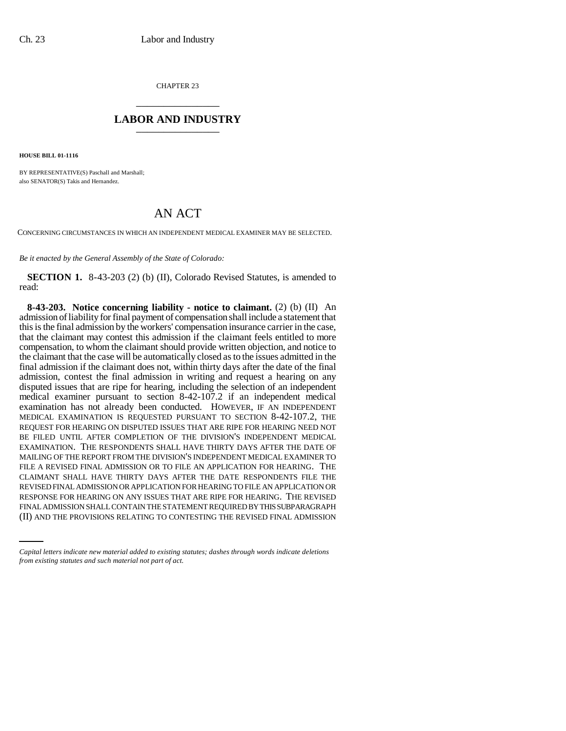CHAPTER 23

# LABOR AND INDUSTRY

**HOUSE BILL 01-1116**

BY REPRESENTATIVE(S) Paschall and Marshall;
also SENATOR(S) Takis and Hernandez.

# AN ACT

CONCERNING CIRCUMSTANCES IN WHICH AN INDEPENDENT MEDICAL EXAMINER MAY BE SELECTED.

*Be it enacted by the General Assembly of the State of Colorado:*

**SECTION 1.** 8-43-203 (2) (b) (II), Colorado Revised Statutes, is amended to read:

**8-43-203. Notice concerning liability - notice to claimant.** (2) (b) (II) An admission of liability for final payment of compensation shall include a statement that this is the final admission by the workers' compensation insurance carrier in the case, that the claimant may contest this admission if the claimant feels entitled to more compensation, to whom the claimant should provide written objection, and notice to the claimant that the case will be automatically closed as to the issues admitted in the final admission if the claimant does not, within thirty days after the date of the final admission, contest the final admission in writing and request a hearing on any disputed issues that are ripe for hearing, including the selection of an independent medical examiner pursuant to section 8-42-107.2 if an independent medical examination has not already been conducted. HOWEVER, IF AN INDEPENDENT MEDICAL EXAMINATION IS REQUESTED PURSUANT TO SECTION 8-42-107.2, THE REQUEST FOR HEARING ON DISPUTED ISSUES THAT ARE RIPE FOR HEARING NEED NOT BE FILED UNTIL AFTER COMPLETION OF THE DIVISION'S INDEPENDENT MEDICAL EXAMINATION. THE RESPONDENTS SHALL HAVE THIRTY DAYS AFTER THE DATE OF MAILING OF THE REPORT FROM THE DIVISION'S INDEPENDENT MEDICAL EXAMINER TO FILE A REVISED FINAL ADMISSION OR TO FILE AN APPLICATION FOR HEARING. THE CLAIMANT SHALL HAVE THIRTY DAYS AFTER THE DATE RESPONDENTS FILE THE REVISED FINAL ADMISSION OR APPLICATION FOR HEARING TO FILE AN APPLICATION OR RESPONSE FOR HEARING ON ANY ISSUES THAT ARE RIPE FOR HEARING. THE REVISED FINAL ADMISSION SHALL CONTAIN THE STATEMENT REQUIRED BY THIS SUBPARAGRAPH (II) AND THE PROVISIONS RELATING TO CONTESTING THE REVISED FINAL ADMISSION

*Capital letters indicate new material added to existing statutes; dashes through words indicate deletions from existing statutes and such material not part of act.*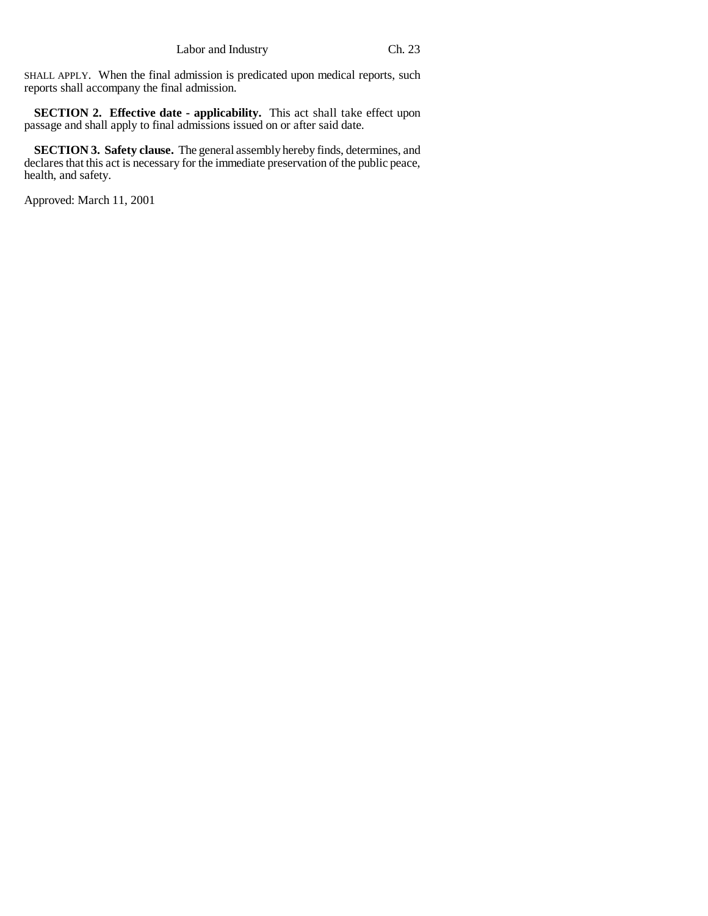SHALL APPLY. When the final admission is predicated upon medical reports, such reports shall accompany the final admission.

**SECTION 2. Effective date - applicability.** This act shall take effect upon passage and shall apply to final admissions issued on or after said date.

**SECTION 3. Safety clause.** The general assembly hereby finds, determines, and declares that this act is necessary for the immediate preservation of the public peace, health, and safety.

Approved: March 11, 2001